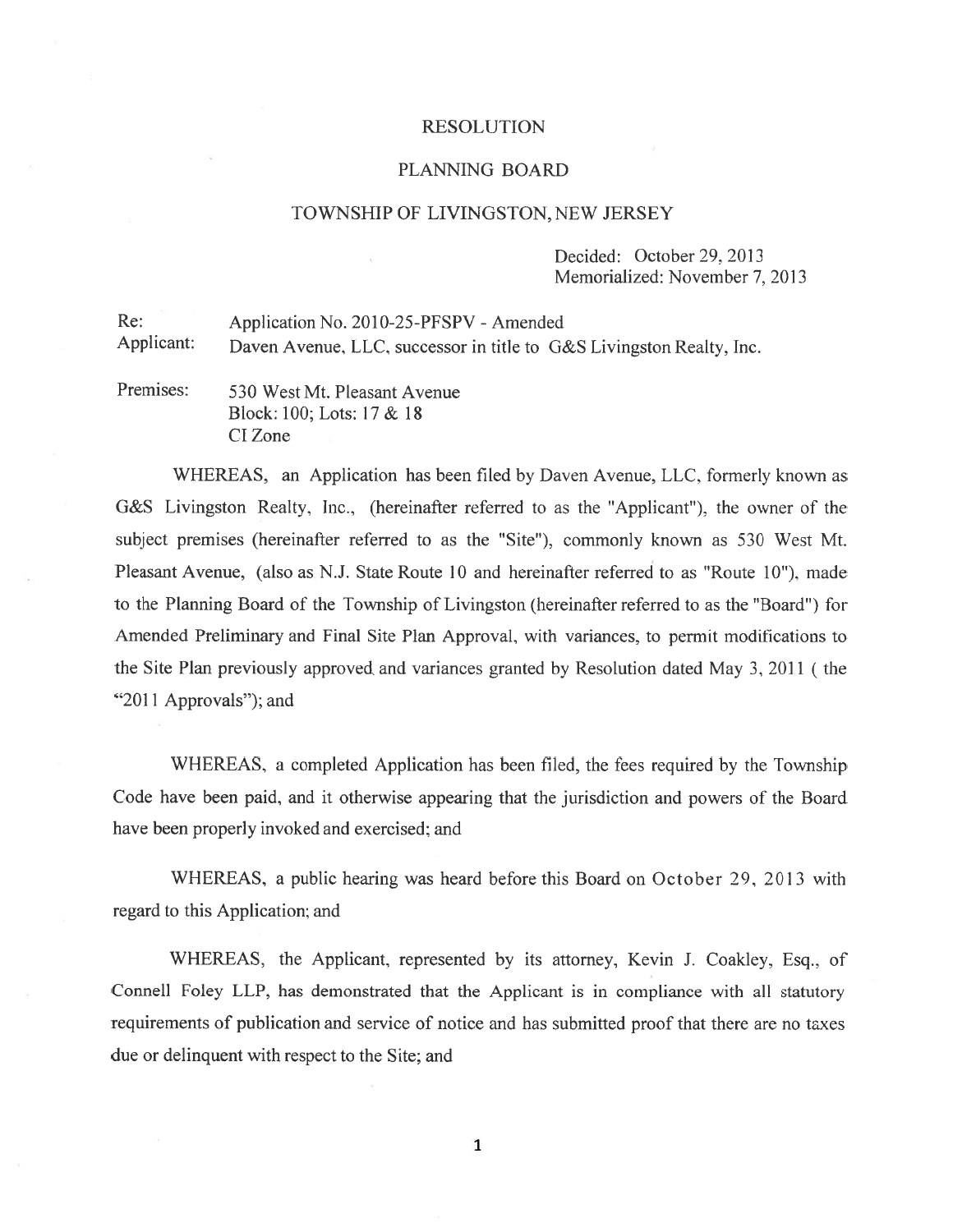# RESOLUTION

## PLANNING BOARD

## TOWNSHIP OF LIVINGSTON, NEW JERSEY

Decided: October 29, 2013
Memorialized: November 7, 2013

Re: Application No. 2010-25-PFSPV - Amended
Applicant: Daven Avenue, LLC, successor in title to G&S Livingston Realty, Inc.

Premises: 530 West Mt. Pleasant Avenue
Block: 100; Lots: 17 & 18
CI Zone

WHEREAS, an Application has been filed by Daven Avenue, LLC, formerly known as G&S Livingston Realty, Inc., (hereinafter referred to as the "Applicant"), the owner of the subject premises (hereinafter referred to as the "Site"), commonly known as 530 West Mt. Pleasant Avenue, (also as N.J. State Route 10 and hereinafter referred to as "Route 10"), made to the Planning Board of the Township of Livingston (hereinafter referred to as the "Board") for Amended Preliminary and Final Site Plan Approval, with variances, to permit modifications to the Site Plan previously approved and variances granted by Resolution dated May 3, 2011 ( the "2011 Approvals"); and

WHEREAS, a completed Application has been filed, the fees required by the Township Code have been paid, and it otherwise appearing that the jurisdiction and powers of the Board have been properly invoked and exercised; and

WHEREAS, a public hearing was heard before this Board on October 29, 2013 with regard to this Application; and

WHEREAS, the Applicant, represented by its attorney, Kevin J. Coakley, Esq., of Connell Foley LLP, has demonstrated that the Applicant is in compliance with all statutory requirements of publication and service of notice and has submitted proof that there are no taxes due or delinquent with respect to the Site; and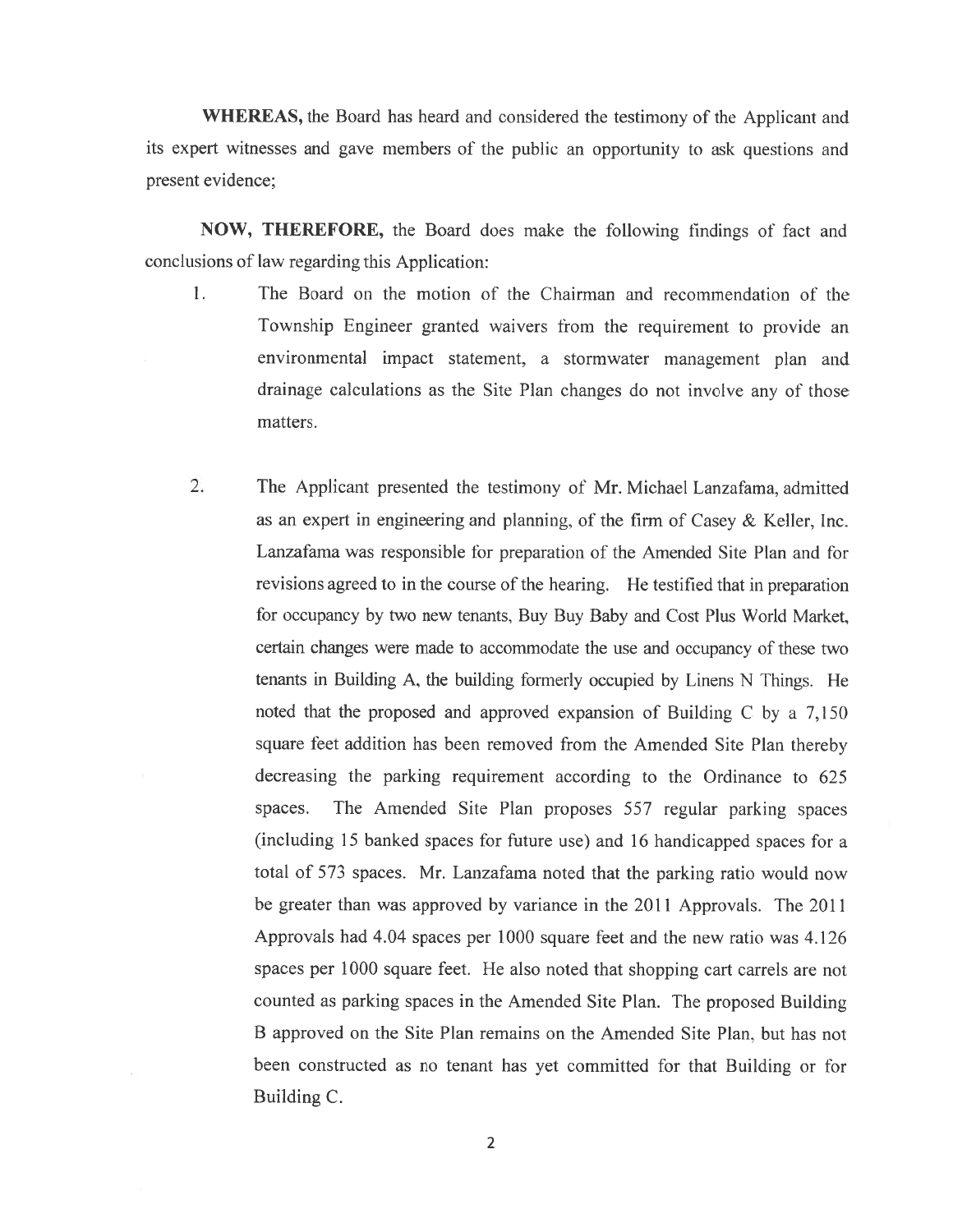**WHEREAS,** the Board has heard and considered the testimony of the Applicant and its expert witnesses and gave members of the public an opportunity to ask questions and present evidence;

**NOW, THEREFORE,** the Board does make the following findings of fact and conclusions of law regarding this Application:

1. The Board on the motion of the Chairman and recommendation of the Township Engineer granted waivers from the requirement to provide an environmental impact statement, a stormwater management plan and drainage calculations as the Site Plan changes do not involve any of those matters.

2. The Applicant presented the testimony of Mr. Michael Lanzafama, admitted as an expert in engineering and planning, of the firm of Casey & Keller, Inc. Lanzafama was responsible for preparation of the Amended Site Plan and for revisions agreed to in the course of the hearing. He testified that in preparation for occupancy by two new tenants, Buy Buy Baby and Cost Plus World Market, certain changes were made to accommodate the use and occupancy of these two tenants in Building A, the building formerly occupied by Linens N Things. He noted that the proposed and approved expansion of Building C by a 7,150 square feet addition has been removed from the Amended Site Plan thereby decreasing the parking requirement according to the Ordinance to 625 spaces. The Amended Site Plan proposes 557 regular parking spaces (including 15 banked spaces for future use) and 16 handicapped spaces for a total of 573 spaces. Mr. Lanzafama noted that the parking ratio would now be greater than was approved by variance in the 2011 Approvals. The 2011 Approvals had 4.04 spaces per 1000 square feet and the new ratio was 4.126 spaces per 1000 square feet. He also noted that shopping cart carrels are not counted as parking spaces in the Amended Site Plan. The proposed Building B approved on the Site Plan remains on the Amended Site Plan, but has not been constructed as no tenant has yet committed for that Building or for Building C.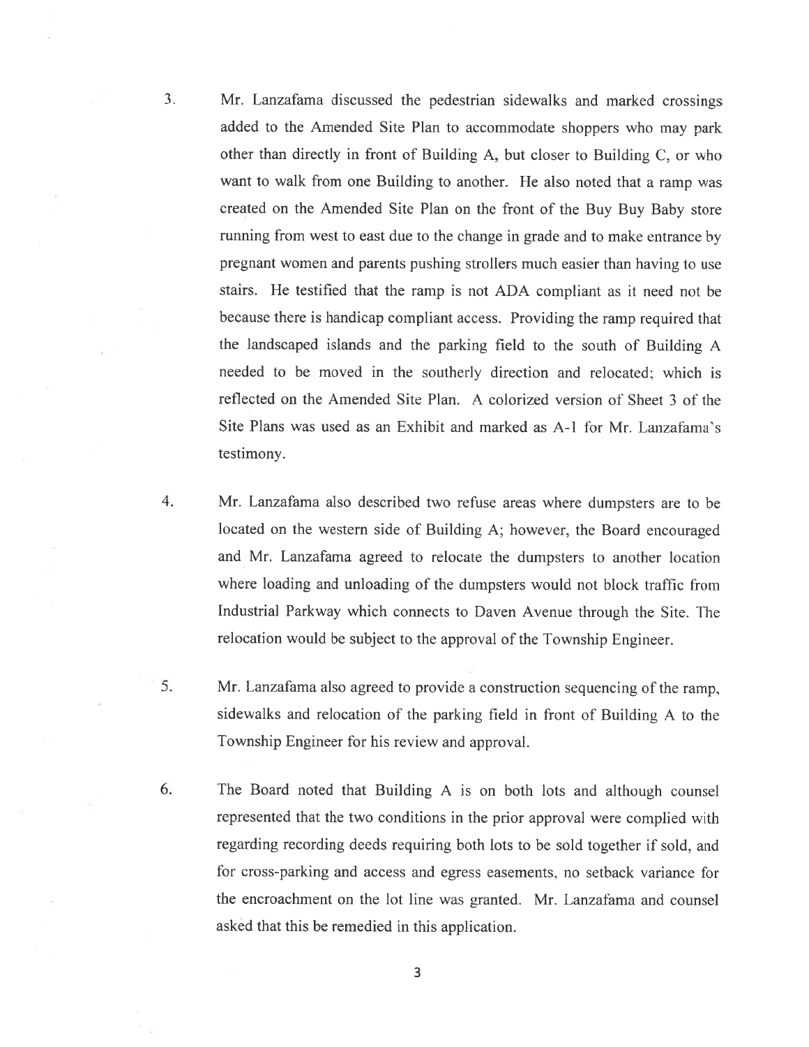3. Mr. Lanzafama discussed the pedestrian sidewalks and marked crossings added to the Amended Site Plan to accommodate shoppers who may park other than directly in front of Building A, but closer to Building C, or who want to walk from one Building to another. He also noted that a ramp was created on the Amended Site Plan on the front of the Buy Buy Baby store running from west to east due to the change in grade and to make entrance by pregnant women and parents pushing strollers much easier than having to use stairs. He testified that the ramp is not ADA compliant as it need not be because there is handicap compliant access. Providing the ramp required that the landscaped islands and the parking field to the south of Building A needed to be moved in the southerly direction and relocated; which is reflected on the Amended Site Plan. A colorized version of Sheet 3 of the Site Plans was used as an Exhibit and marked as A-1 for Mr. Lanzafama's testimony.

4. Mr. Lanzafama also described two refuse areas where dumpsters are to be located on the western side of Building A; however, the Board encouraged and Mr. Lanzafama agreed to relocate the dumpsters to another location where loading and unloading of the dumpsters would not block traffic from Industrial Parkway which connects to Daven Avenue through the Site. The relocation would be subject to the approval of the Township Engineer.

5. Mr. Lanzafama also agreed to provide a construction sequencing of the ramp, sidewalks and relocation of the parking field in front of Building A to the Township Engineer for his review and approval.

6. The Board noted that Building A is on both lots and although counsel represented that the two conditions in the prior approval were complied with regarding recording deeds requiring both lots to be sold together if sold, and for cross-parking and access and egress easements, no setback variance for the encroachment on the lot line was granted. Mr. Lanzafama and counsel asked that this be remedied in this application.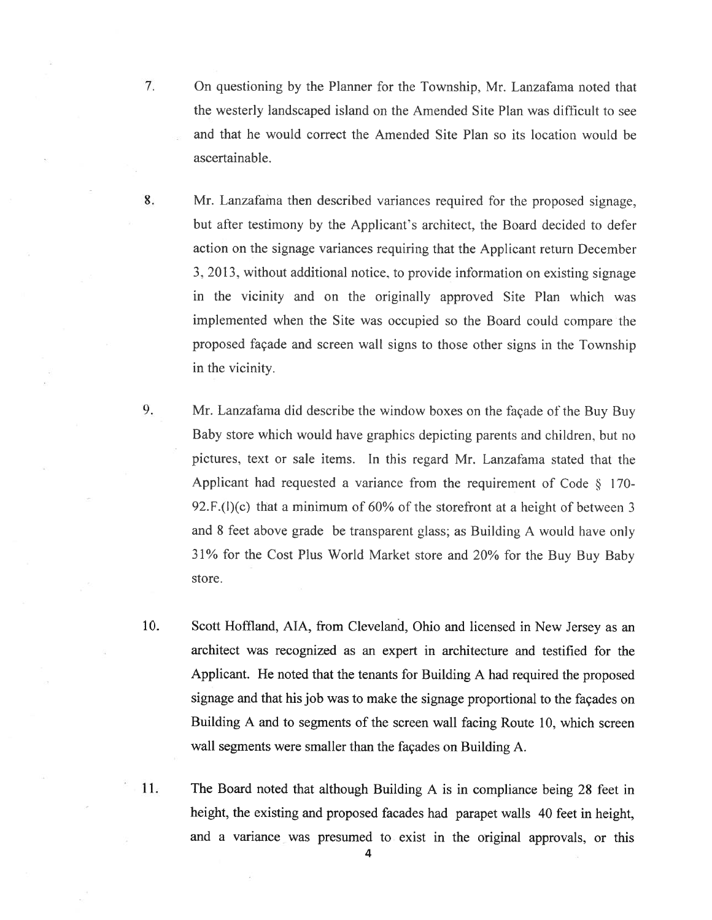7. On questioning by the Planner for the Township, Mr. Lanzafama noted that the westerly landscaped island on the Amended Site Plan was difficult to see and that he would correct the Amended Site Plan so its location would be ascertainable.

8. Mr. Lanzafama then described variances required for the proposed signage, but after testimony by the Applicant's architect, the Board decided to defer action on the signage variances requiring that the Applicant return December 3, 2013, without additional notice, to provide information on existing signage in the vicinity and on the originally approved Site Plan which was implemented when the Site was occupied so the Board could compare the proposed façade and screen wall signs to those other signs in the Township in the vicinity.

9. Mr. Lanzafama did describe the window boxes on the façade of the Buy Buy Baby store which would have graphics depicting parents and children, but no pictures, text or sale items. In this regard Mr. Lanzafama stated that the Applicant had requested a variance from the requirement of Code § 170-92.F.(l)(c) that a minimum of 60% of the storefront at a height of between 3 and 8 feet above grade be transparent glass; as Building A would have only 31% for the Cost Plus World Market store and 20% for the Buy Buy Baby store.

10. Scott Hoffland, AIA, from Cleveland, Ohio and licensed in New Jersey as an architect was recognized as an expert in architecture and testified for the Applicant. He noted that the tenants for Building A had required the proposed signage and that his job was to make the signage proportional to the façades on Building A and to segments of the screen wall facing Route 10, which screen wall segments were smaller than the façades on Building A.

11. The Board noted that although Building A is in compliance being 28 feet in height, the existing and proposed facades had parapet walls 40 feet in height, and a variance was presumed to exist in the original approvals, or this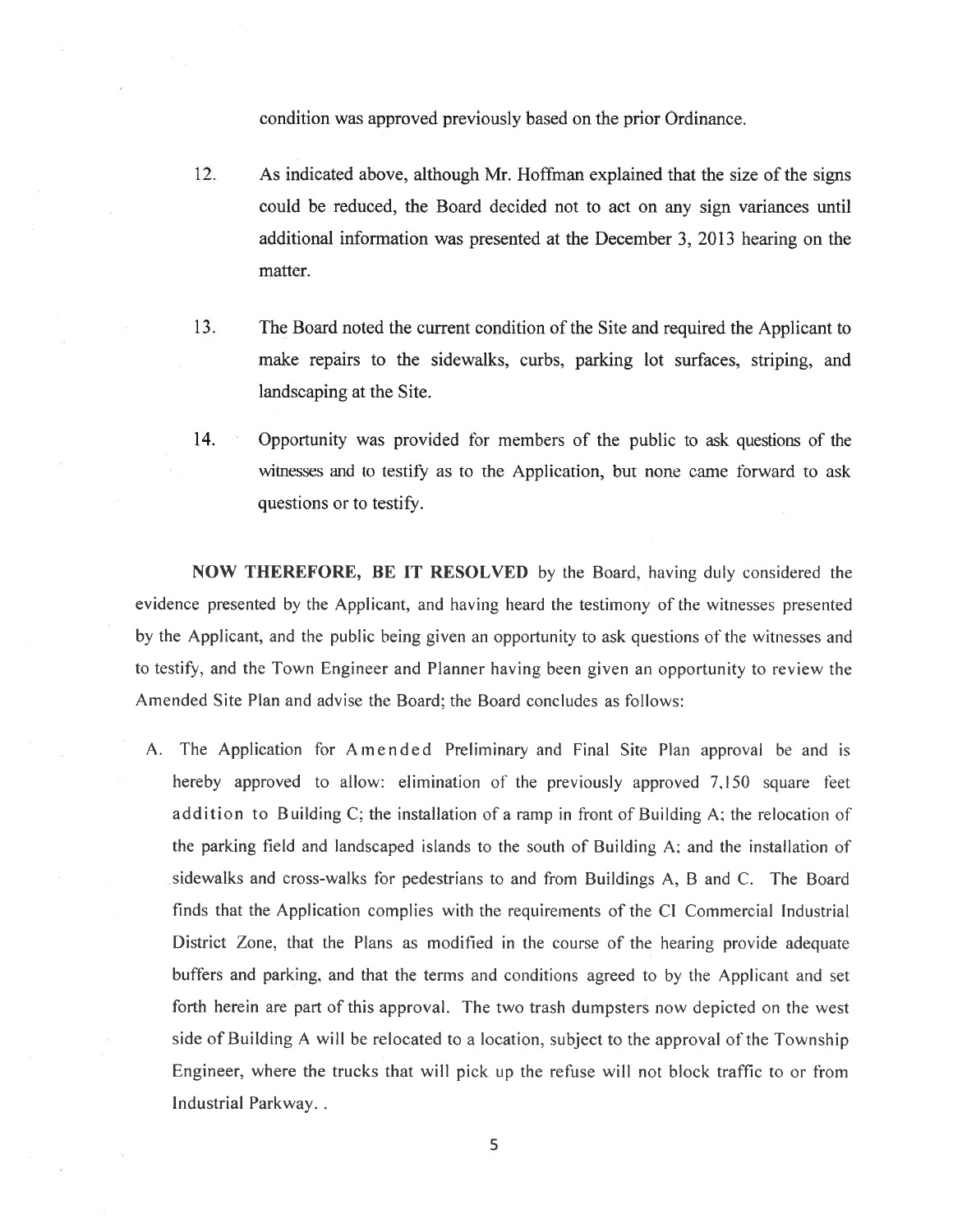condition was approved previously based on the prior Ordinance.

12. As indicated above, although Mr. Hoffman explained that the size of the signs could be reduced, the Board decided not to act on any sign variances until additional information was presented at the December 3, 2013 hearing on the matter.

13. The Board noted the current condition of the Site and required the Applicant to make repairs to the sidewalks, curbs, parking lot surfaces, striping, and landscaping at the Site.

14. Opportunity was provided for members of the public to ask questions of the witnesses and to testify as to the Application, but none came forward to ask questions or to testify.

**NOW THEREFORE, BE IT RESOLVED** by the Board, having duly considered the evidence presented by the Applicant, and having heard the testimony of the witnesses presented by the Applicant, and the public being given an opportunity to ask questions of the witnesses and to testify, and the Town Engineer and Planner having been given an opportunity to review the Amended Site Plan and advise the Board; the Board concludes as follows:

A. The Application for Amended Preliminary and Final Site Plan approval be and is hereby approved to allow: elimination of the previously approved 7,150 square feet addition to Building C; the installation of a ramp in front of Building A; the relocation of the parking field and landscaped islands to the south of Building A; and the installation of sidewalks and cross-walks for pedestrians to and from Buildings A, B and C. The Board finds that the Application complies with the requirements of the CI Commercial Industrial District Zone, that the Plans as modified in the course of the hearing provide adequate buffers and parking, and that the terms and conditions agreed to by the Applicant and set forth herein are part of this approval. The two trash dumpsters now depicted on the west side of Building A will be relocated to a location, subject to the approval of the Township Engineer, where the trucks that will pick up the refuse will not block traffic to or from Industrial Parkway. .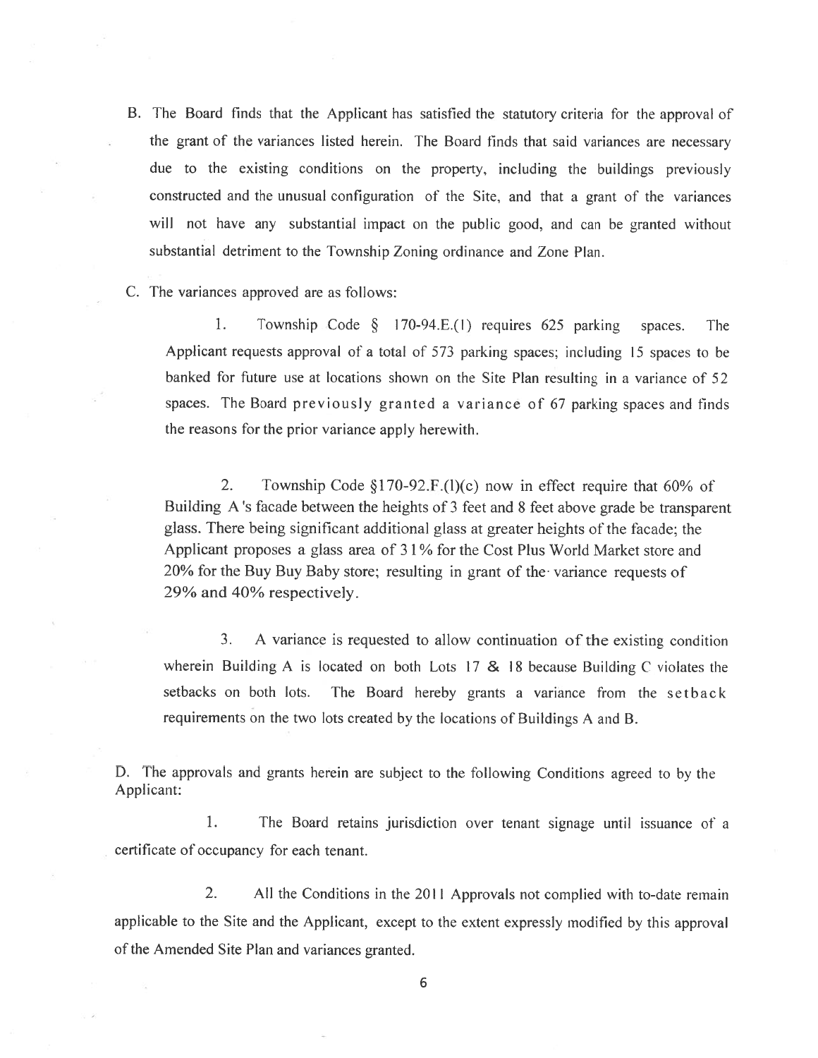B. The Board finds that the Applicant has satisfied the statutory criteria for the approval of the grant of the variances listed herein. The Board finds that said variances are necessary due to the existing conditions on the property, including the buildings previously constructed and the unusual configuration of the Site, and that a grant of the variances will not have any substantial impact on the public good, and can be granted without substantial detriment to the Township Zoning ordinance and Zone Plan.

C. The variances approved are as follows:

1. Township Code § 170-94.E.(1) requires 625 parking spaces. The Applicant requests approval of a total of 573 parking spaces; including 15 spaces to be banked for future use at locations shown on the Site Plan resulting in a variance of 52 spaces. The Board previously granted a variance of 67 parking spaces and finds the reasons for the prior variance apply herewith.

2. Township Code §170-92.F.(l)(c) now in effect require that 60% of Building A 's facade between the heights of 3 feet and 8 feet above grade be transparent glass. There being significant additional glass at greater heights of the facade; the Applicant proposes a glass area of 31% for the Cost Plus World Market store and 20% for the Buy Buy Baby store; resulting in grant of the variance requests of 29% and 40% respectively.

3. A variance is requested to allow continuation of the existing condition wherein Building A is located on both Lots 17 & 18 because Building C violates the setbacks on both lots. The Board hereby grants a variance from the setback requirements on the two lots created by the locations of Buildings A and B.

D. The approvals and grants herein are subject to the following Conditions agreed to by the Applicant:

1. The Board retains jurisdiction over tenant signage until issuance of a certificate of occupancy for each tenant.

2. All the Conditions in the 2011 Approvals not complied with to-date remain applicable to the Site and the Applicant, except to the extent expressly modified by this approval of the Amended Site Plan and variances granted.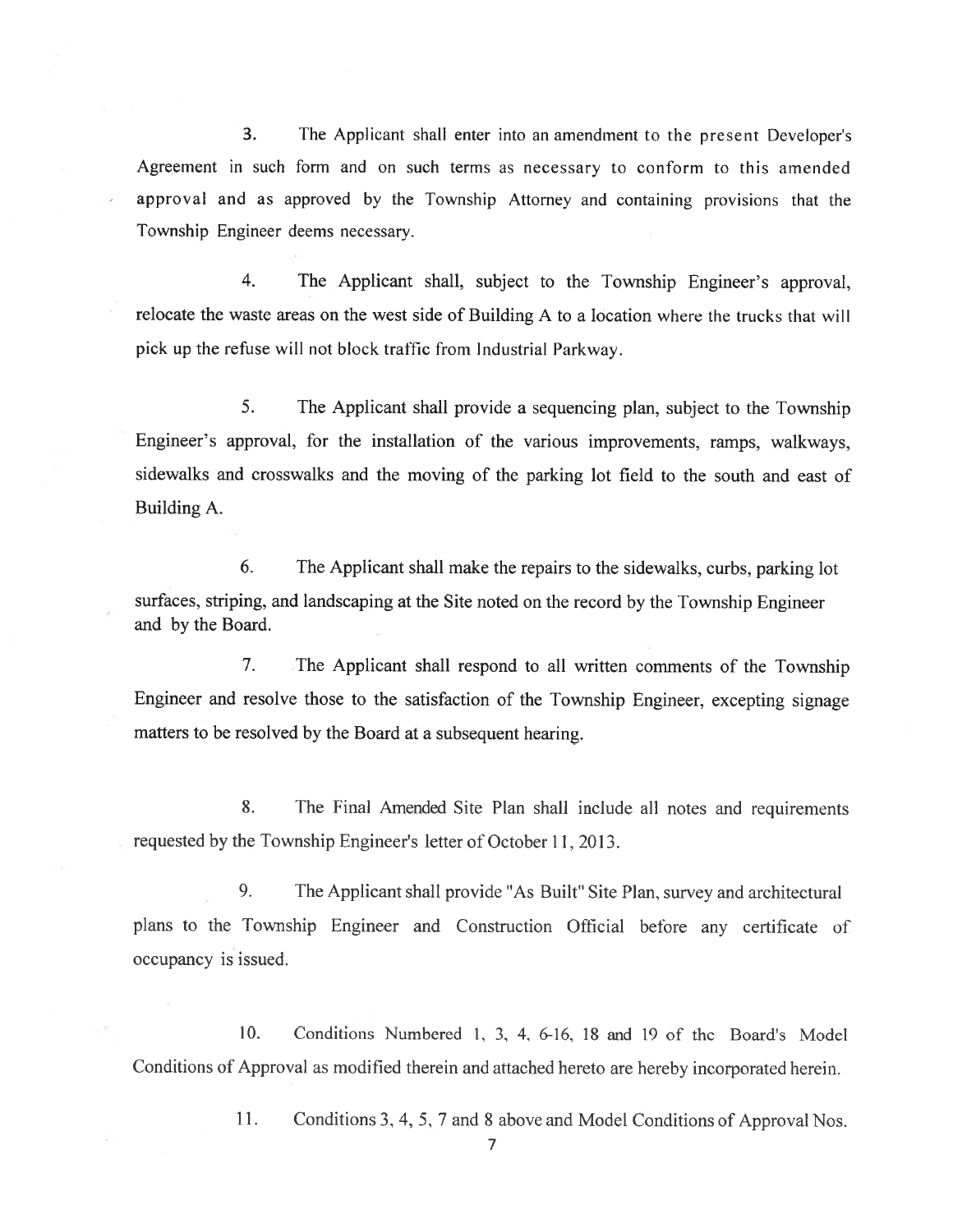3. The Applicant shall enter into an amendment to the present Developer's Agreement in such form and on such terms as necessary to conform to this amended approval and as approved by the Township Attorney and containing provisions that the Township Engineer deems necessary.

4. The Applicant shall, subject to the Township Engineer's approval, relocate the waste areas on the west side of Building A to a location where the trucks that will pick up the refuse will not block traffic from Industrial Parkway.

5. The Applicant shall provide a sequencing plan, subject to the Township Engineer's approval, for the installation of the various improvements, ramps, walkways, sidewalks and crosswalks and the moving of the parking lot field to the south and east of Building A.

6. The Applicant shall make the repairs to the sidewalks, curbs, parking lot surfaces, striping, and landscaping at the Site noted on the record by the Township Engineer and by the Board.

7. The Applicant shall respond to all written comments of the Township Engineer and resolve those to the satisfaction of the Township Engineer, excepting signage matters to be resolved by the Board at a subsequent hearing.

8. The Final Amended Site Plan shall include all notes and requirements requested by the Township Engineer's letter of October 11, 2013.

9. The Applicant shall provide "As Built" Site Plan, survey and architectural plans to the Township Engineer and Construction Official before any certificate of occupancy is issued.

10. Conditions Numbered 1, 3, 4, 6-16, 18 and 19 of the Board's Model Conditions of Approval as modified therein and attached hereto are hereby incorporated herein.

11. Conditions 3, 4, 5, 7 and 8 above and Model Conditions of Approval Nos.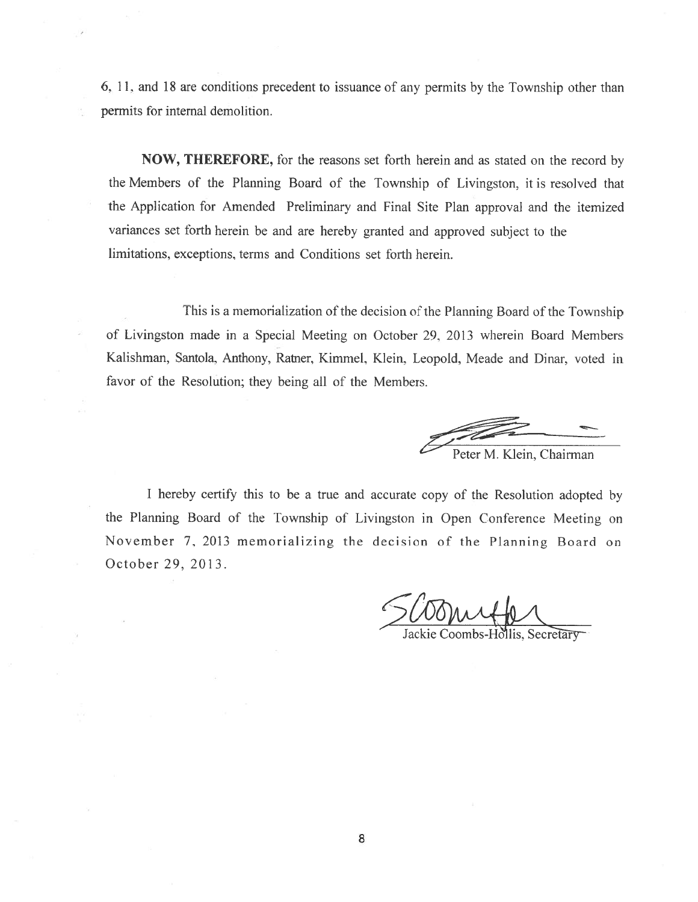6, 11, and 18 are conditions precedent to issuance of any permits by the Township other than permits for internal demolition.

**NOW, THEREFORE,** for the reasons set forth herein and as stated on the record by the Members of the Planning Board of the Township of Livingston, it is resolved that the Application for Amended Preliminary and Final Site Plan approval and the itemized variances set forth herein be and are hereby granted and approved subject to the limitations, exceptions, terms and Conditions set forth herein.

This is a memorialization of the decision of the Planning Board of the Township of Livingston made in a Special Meeting on October 29, 2013 wherein Board Members Kalishman, Santola, Anthony, Ratner, Kimmel, Klein, Leopold, Meade and Dinar, voted in favor of the Resolution; they being all of the Members.

Peter M. Klein, Chairman

I hereby certify this to be a true and accurate copy of the Resolution adopted by the Planning Board of the Township of Livingston in Open Conference Meeting on November 7, 2013 memorializing the decision of the Planning Board on October 29, 2013.

Jackie Coombs-Hollis, Secretary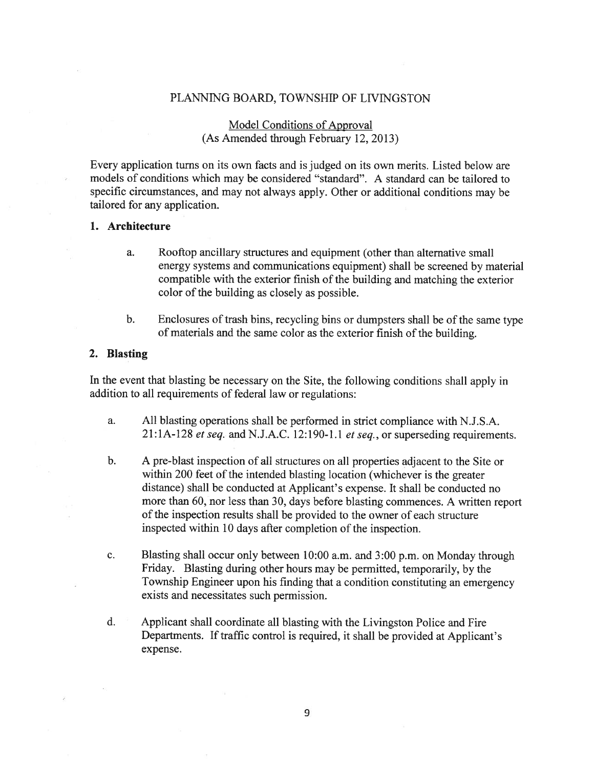PLANNING BOARD, TOWNSHIP OF LIVINGSTON

Model Conditions of Approval
(As Amended through February 12, 2013)

Every application turns on its own facts and is judged on its own merits. Listed below are models of conditions which may be considered "standard". A standard can be tailored to specific circumstances, and may not always apply. Other or additional conditions may be tailored for any application.

### 1. Architecture

a. Rooftop ancillary structures and equipment (other than alternative small energy systems and communications equipment) shall be screened by material compatible with the exterior finish of the building and matching the exterior color of the building as closely as possible.

b. Enclosures of trash bins, recycling bins or dumpsters shall be of the same type of materials and the same color as the exterior finish of the building.

### 2. Blasting

In the event that blasting be necessary on the Site, the following conditions shall apply in addition to all requirements of federal law or regulations:

a. All blasting operations shall be performed in strict compliance with N.J.S.A. 21:1A-128 *et seq.* and N.J.A.C. 12:190-1.1 *et seq.*, or superseding requirements.

b. A pre-blast inspection of all structures on all properties adjacent to the Site or within 200 feet of the intended blasting location (whichever is the greater distance) shall be conducted at Applicant's expense. It shall be conducted no more than 60, nor less than 30, days before blasting commences. A written report of the inspection results shall be provided to the owner of each structure inspected within 10 days after completion of the inspection.

c. Blasting shall occur only between 10:00 a.m. and 3:00 p.m. on Monday through Friday. Blasting during other hours may be permitted, temporarily, by the Township Engineer upon his finding that a condition constituting an emergency exists and necessitates such permission.

d. Applicant shall coordinate all blasting with the Livingston Police and Fire Departments. If traffic control is required, it shall be provided at Applicant's expense.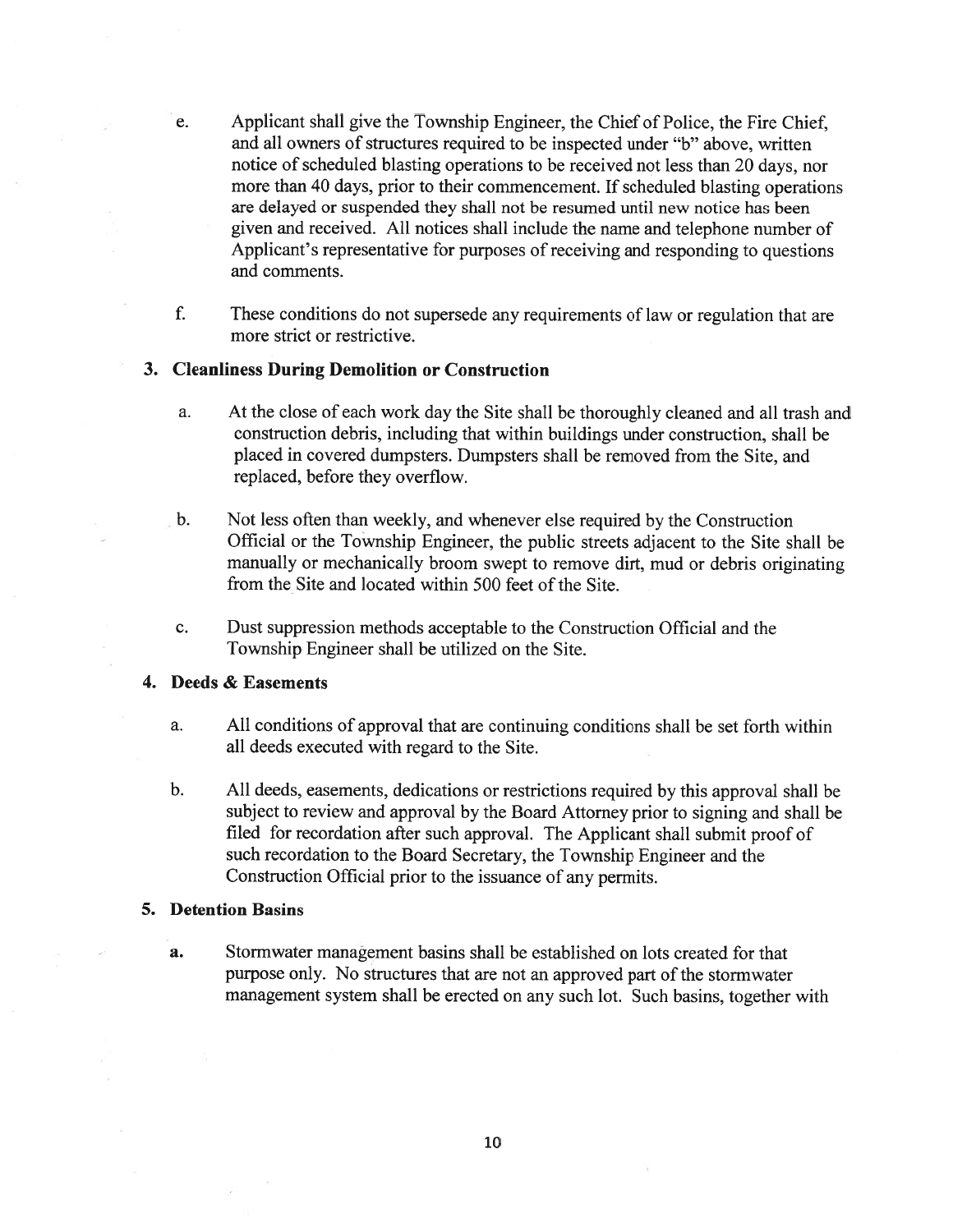e. Applicant shall give the Township Engineer, the Chief of Police, the Fire Chief, and all owners of structures required to be inspected under "b" above, written notice of scheduled blasting operations to be received not less than 20 days, nor more than 40 days, prior to their commencement. If scheduled blasting operations are delayed or suspended they shall not be resumed until new notice has been given and received. All notices shall include the name and telephone number of Applicant's representative for purposes of receiving and responding to questions and comments.

f. These conditions do not supersede any requirements of law or regulation that are more strict or restrictive.

**3. Cleanliness During Demolition or Construction**

a. At the close of each work day the Site shall be thoroughly cleaned and all trash and construction debris, including that within buildings under construction, shall be placed in covered dumpsters. Dumpsters shall be removed from the Site, and replaced, before they overflow.

b. Not less often than weekly, and whenever else required by the Construction Official or the Township Engineer, the public streets adjacent to the Site shall be manually or mechanically broom swept to remove dirt, mud or debris originating from the Site and located within 500 feet of the Site.

c. Dust suppression methods acceptable to the Construction Official and the Township Engineer shall be utilized on the Site.

**4. Deeds & Easements**

a. All conditions of approval that are continuing conditions shall be set forth within all deeds executed with regard to the Site.

b. All deeds, easements, dedications or restrictions required by this approval shall be subject to review and approval by the Board Attorney prior to signing and shall be filed for recordation after such approval. The Applicant shall submit proof of such recordation to the Board Secretary, the Township Engineer and the Construction Official prior to the issuance of any permits.

**5. Detention Basins**

**a.** Stormwater management basins shall be established on lots created for that purpose only. No structures that are not an approved part of the stormwater management system shall be erected on any such lot. Such basins, together with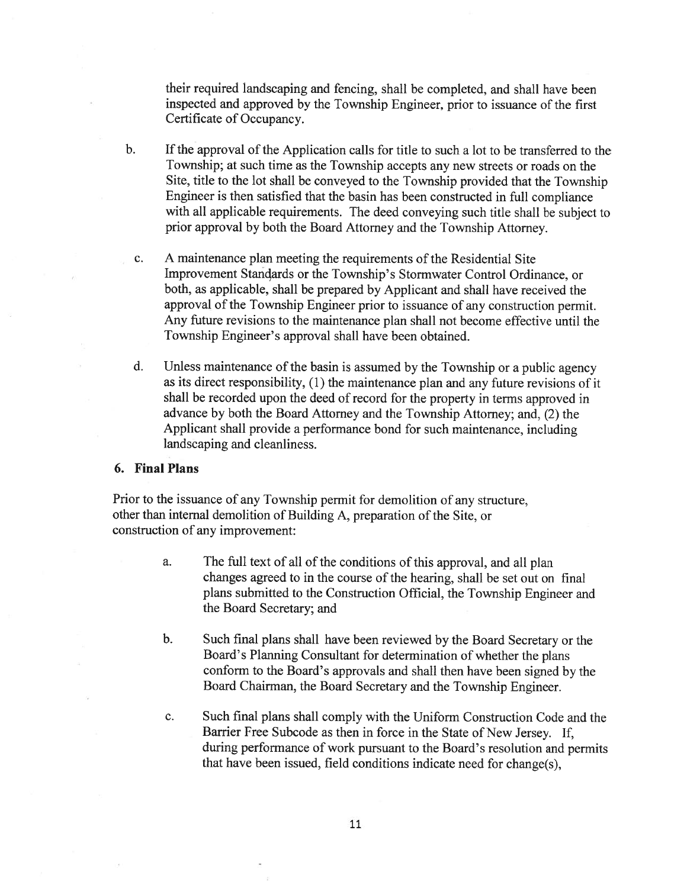their required landscaping and fencing, shall be completed, and shall have been inspected and approved by the Township Engineer, prior to issuance of the first Certificate of Occupancy.

b. If the approval of the Application calls for title to such a lot to be transferred to the Township; at such time as the Township accepts any new streets or roads on the Site, title to the lot shall be conveyed to the Township provided that the Township Engineer is then satisfied that the basin has been constructed in full compliance with all applicable requirements. The deed conveying such title shall be subject to prior approval by both the Board Attorney and the Township Attorney.

c. A maintenance plan meeting the requirements of the Residential Site Improvement Standards or the Township's Stormwater Control Ordinance, or both, as applicable, shall be prepared by Applicant and shall have received the approval of the Township Engineer prior to issuance of any construction permit. Any future revisions to the maintenance plan shall not become effective until the Township Engineer's approval shall have been obtained.

d. Unless maintenance of the basin is assumed by the Township or a public agency as its direct responsibility, (1) the maintenance plan and any future revisions of it shall be recorded upon the deed of record for the property in terms approved in advance by both the Board Attorney and the Township Attorney; and, (2) the Applicant shall provide a performance bond for such maintenance, including landscaping and cleanliness.

### 6. Final Plans

Prior to the issuance of any Township permit for demolition of any structure, other than internal demolition of Building A, preparation of the Site, or construction of any improvement:

a. The full text of all of the conditions of this approval, and all plan changes agreed to in the course of the hearing, shall be set out on final plans submitted to the Construction Official, the Township Engineer and the Board Secretary; and

b. Such final plans shall have been reviewed by the Board Secretary or the Board's Planning Consultant for determination of whether the plans conform to the Board's approvals and shall then have been signed by the Board Chairman, the Board Secretary and the Township Engineer.

c. Such final plans shall comply with the Uniform Construction Code and the Barrier Free Subcode as then in force in the State of New Jersey. If, during performance of work pursuant to the Board's resolution and permits that have been issued, field conditions indicate need for change(s),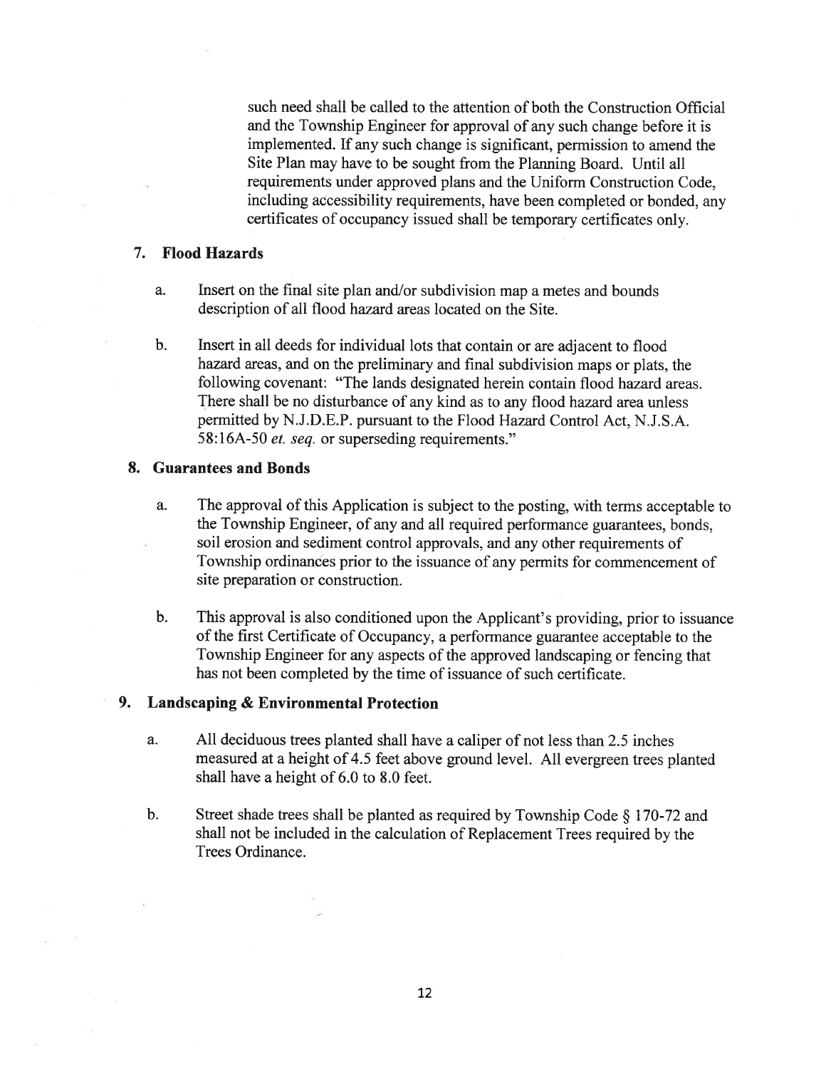such need shall be called to the attention of both the Construction Official and the Township Engineer for approval of any such change before it is implemented. If any such change is significant, permission to amend the Site Plan may have to be sought from the Planning Board. Until all requirements under approved plans and the Uniform Construction Code, including accessibility requirements, have been completed or bonded, any certificates of occupancy issued shall be temporary certificates only.

## 7. Flood Hazards

a. Insert on the final site plan and/or subdivision map a metes and bounds description of all flood hazard areas located on the Site.

b. Insert in all deeds for individual lots that contain or are adjacent to flood hazard areas, and on the preliminary and final subdivision maps or plats, the following covenant: "The lands designated herein contain flood hazard areas. There shall be no disturbance of any kind as to any flood hazard area unless permitted by N.J.D.E.P. pursuant to the Flood Hazard Control Act, N.J.S.A. 58:16A-50 *et. seq.* or superseding requirements."

## 8. Guarantees and Bonds

a. The approval of this Application is subject to the posting, with terms acceptable to the Township Engineer, of any and all required performance guarantees, bonds, soil erosion and sediment control approvals, and any other requirements of Township ordinances prior to the issuance of any permits for commencement of site preparation or construction.

b. This approval is also conditioned upon the Applicant's providing, prior to issuance of the first Certificate of Occupancy, a performance guarantee acceptable to the Township Engineer for any aspects of the approved landscaping or fencing that has not been completed by the time of issuance of such certificate.

## 9. Landscaping & Environmental Protection

a. All deciduous trees planted shall have a caliper of not less than 2.5 inches measured at a height of 4.5 feet above ground level. All evergreen trees planted shall have a height of 6.0 to 8.0 feet.

b. Street shade trees shall be planted as required by Township Code § 170-72 and shall not be included in the calculation of Replacement Trees required by the Trees Ordinance.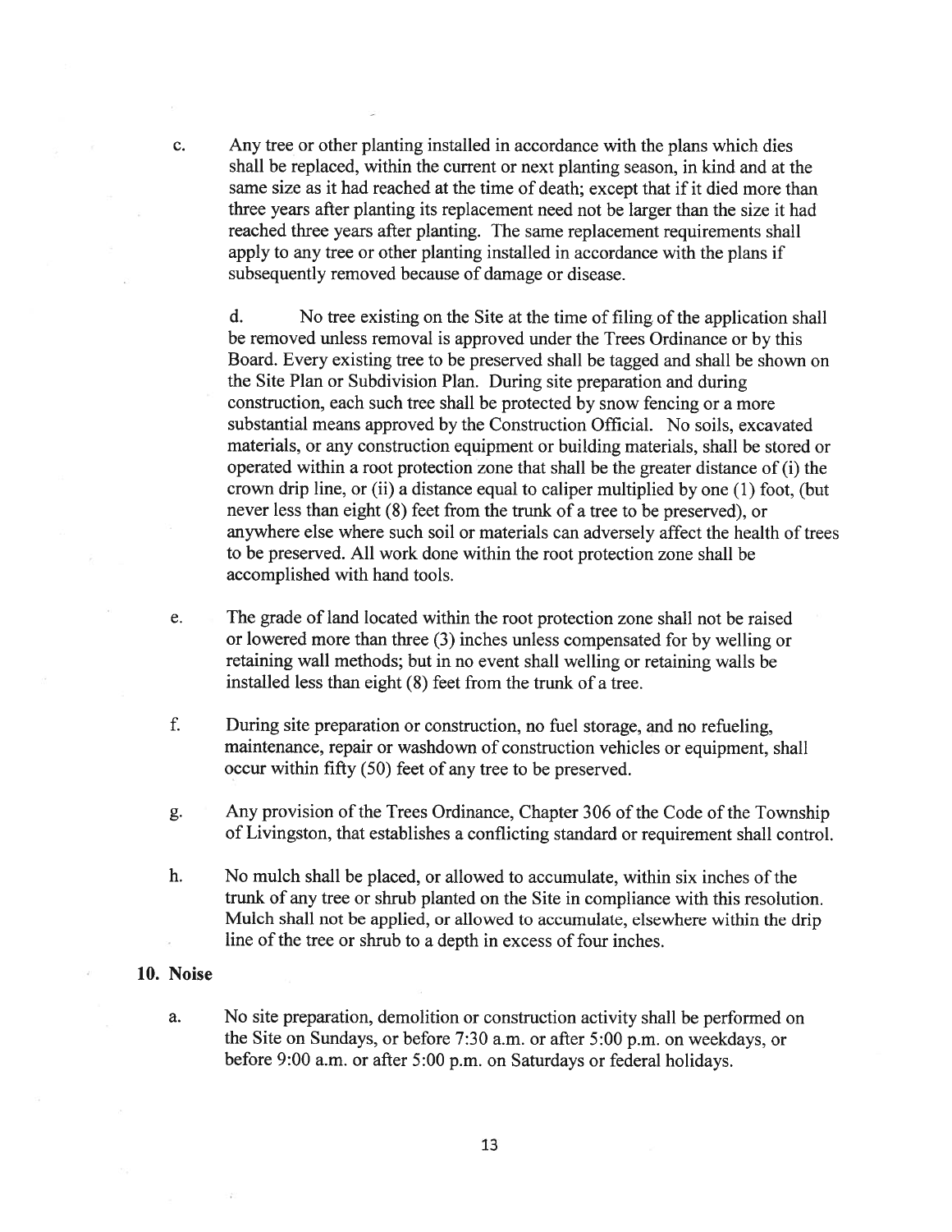c. Any tree or other planting installed in accordance with the plans which dies shall be replaced, within the current or next planting season, in kind and at the same size as it had reached at the time of death; except that if it died more than three years after planting its replacement need not be larger than the size it had reached three years after planting. The same replacement requirements shall apply to any tree or other planting installed in accordance with the plans if subsequently removed because of damage or disease.

d. No tree existing on the Site at the time of filing of the application shall be removed unless removal is approved under the Trees Ordinance or by this Board. Every existing tree to be preserved shall be tagged and shall be shown on the Site Plan or Subdivision Plan. During site preparation and during construction, each such tree shall be protected by snow fencing or a more substantial means approved by the Construction Official. No soils, excavated materials, or any construction equipment or building materials, shall be stored or operated within a root protection zone that shall be the greater distance of (i) the crown drip line, or (ii) a distance equal to caliper multiplied by one (1) foot, (but never less than eight (8) feet from the trunk of a tree to be preserved), or anywhere else where such soil or materials can adversely affect the health of trees to be preserved. All work done within the root protection zone shall be accomplished with hand tools.

e. The grade of land located within the root protection zone shall not be raised or lowered more than three (3) inches unless compensated for by welling or retaining wall methods; but in no event shall welling or retaining walls be installed less than eight (8) feet from the trunk of a tree.

f. During site preparation or construction, no fuel storage, and no refueling, maintenance, repair or washdown of construction vehicles or equipment, shall occur within fifty (50) feet of any tree to be preserved.

g. Any provision of the Trees Ordinance, Chapter 306 of the Code of the Township of Livingston, that establishes a conflicting standard or requirement shall control.

h. No mulch shall be placed, or allowed to accumulate, within six inches of the trunk of any tree or shrub planted on the Site in compliance with this resolution. Mulch shall not be applied, or allowed to accumulate, elsewhere within the drip line of the tree or shrub to a depth in excess of four inches.

**10. Noise**

a. No site preparation, demolition or construction activity shall be performed on the Site on Sundays, or before 7:30 a.m. or after 5:00 p.m. on weekdays, or before 9:00 a.m. or after 5:00 p.m. on Saturdays or federal holidays.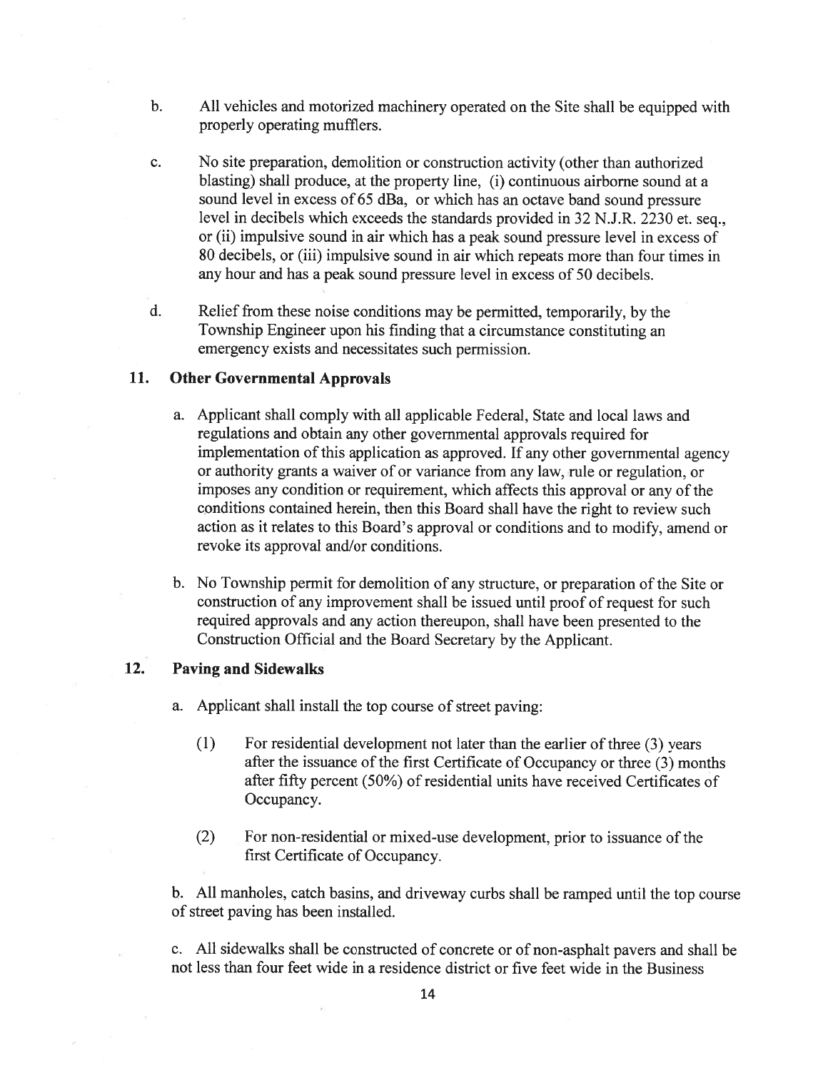b. All vehicles and motorized machinery operated on the Site shall be equipped with properly operating mufflers.

c. No site preparation, demolition or construction activity (other than authorized blasting) shall produce, at the property line, (i) continuous airborne sound at a sound level in excess of 65 dBa, or which has an octave band sound pressure level in decibels which exceeds the standards provided in 32 N.J.R. 2230 et. seq., or (ii) impulsive sound in air which has a peak sound pressure level in excess of 80 decibels, or (iii) impulsive sound in air which repeats more than four times in any hour and has a peak sound pressure level in excess of 50 decibels.

d. Relief from these noise conditions may be permitted, temporarily, by the Township Engineer upon his finding that a circumstance constituting an emergency exists and necessitates such permission.

## 11. Other Governmental Approvals

a. Applicant shall comply with all applicable Federal, State and local laws and regulations and obtain any other governmental approvals required for implementation of this application as approved. If any other governmental agency or authority grants a waiver of or variance from any law, rule or regulation, or imposes any condition or requirement, which affects this approval or any of the conditions contained herein, then this Board shall have the right to review such action as it relates to this Board's approval or conditions and to modify, amend or revoke its approval and/or conditions.

b. No Township permit for demolition of any structure, or preparation of the Site or construction of any improvement shall be issued until proof of request for such required approvals and any action thereupon, shall have been presented to the Construction Official and the Board Secretary by the Applicant.

## 12. Paving and Sidewalks

a. Applicant shall install the top course of street paving:

(1) For residential development not later than the earlier of three (3) years after the issuance of the first Certificate of Occupancy or three (3) months after fifty percent (50%) of residential units have received Certificates of Occupancy.

(2) For non-residential or mixed-use development, prior to issuance of the first Certificate of Occupancy.

b. All manholes, catch basins, and driveway curbs shall be ramped until the top course of street paving has been installed.

c. All sidewalks shall be constructed of concrete or of non-asphalt pavers and shall be not less than four feet wide in a residence district or five feet wide in the Business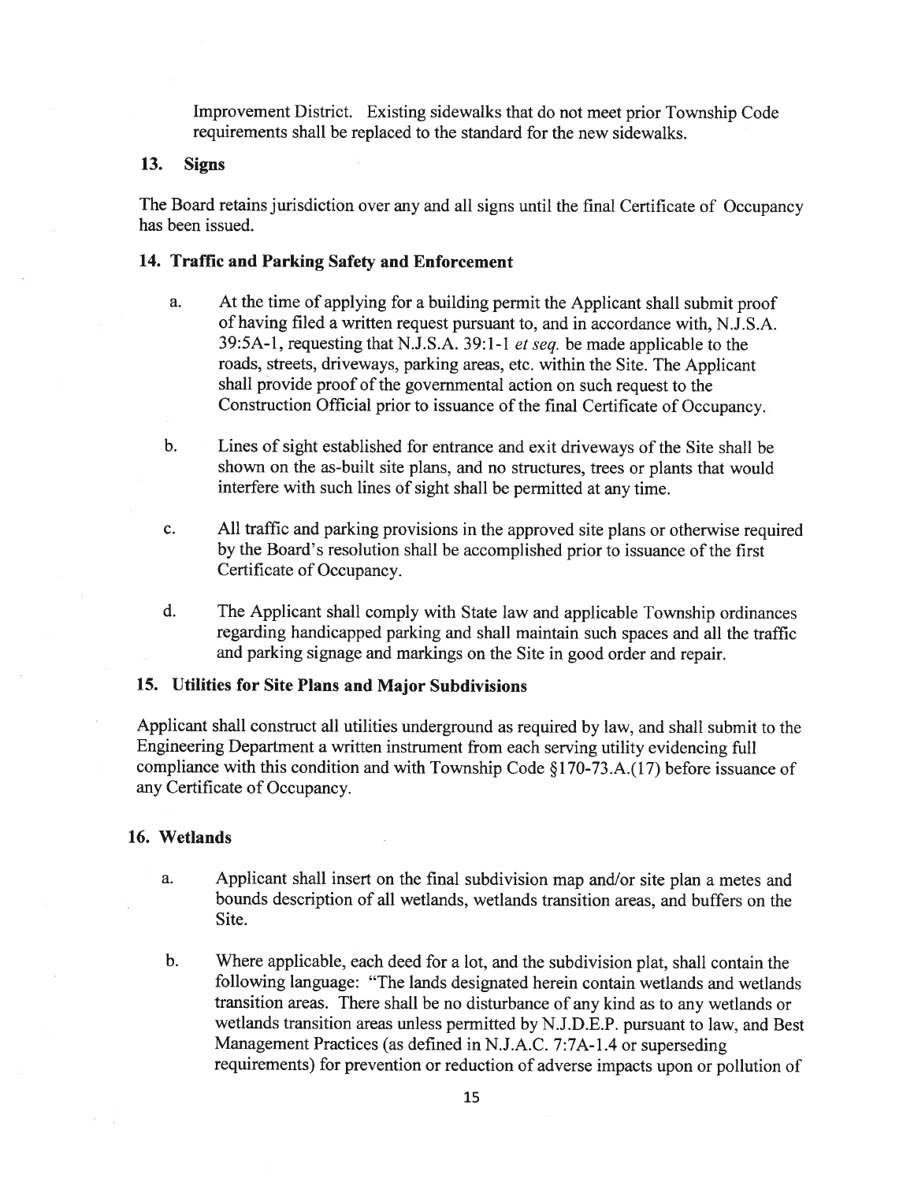Improvement District. Existing sidewalks that do not meet prior Township Code requirements shall be replaced to the standard for the new sidewalks.

## 13. Signs

The Board retains jurisdiction over any and all signs until the final Certificate of Occupancy has been issued.

## 14. Traffic and Parking Safety and Enforcement

a. At the time of applying for a building permit the Applicant shall submit proof of having filed a written request pursuant to, and in accordance with, N.J.S.A. 39:5A-1, requesting that N.J.S.A. 39:1-1 *et seq.* be made applicable to the roads, streets, driveways, parking areas, etc. within the Site. The Applicant shall provide proof of the governmental action on such request to the Construction Official prior to issuance of the final Certificate of Occupancy.

b. Lines of sight established for entrance and exit driveways of the Site shall be shown on the as-built site plans, and no structures, trees or plants that would interfere with such lines of sight shall be permitted at any time.

c. All traffic and parking provisions in the approved site plans or otherwise required by the Board's resolution shall be accomplished prior to issuance of the first Certificate of Occupancy.

d. The Applicant shall comply with State law and applicable Township ordinances regarding handicapped parking and shall maintain such spaces and all the traffic and parking signage and markings on the Site in good order and repair.

## 15. Utilities for Site Plans and Major Subdivisions

Applicant shall construct all utilities underground as required by law, and shall submit to the Engineering Department a written instrument from each serving utility evidencing full compliance with this condition and with Township Code §170-73.A.(17) before issuance of any Certificate of Occupancy.

## 16. Wetlands

a. Applicant shall insert on the final subdivision map and/or site plan a metes and bounds description of all wetlands, wetlands transition areas, and buffers on the Site.

b. Where applicable, each deed for a lot, and the subdivision plat, shall contain the following language: "The lands designated herein contain wetlands and wetlands transition areas. There shall be no disturbance of any kind as to any wetlands or wetlands transition areas unless permitted by N.J.D.E.P. pursuant to law, and Best Management Practices (as defined in N.J.A.C. 7:7A-1.4 or superseding requirements) for prevention or reduction of adverse impacts upon or pollution of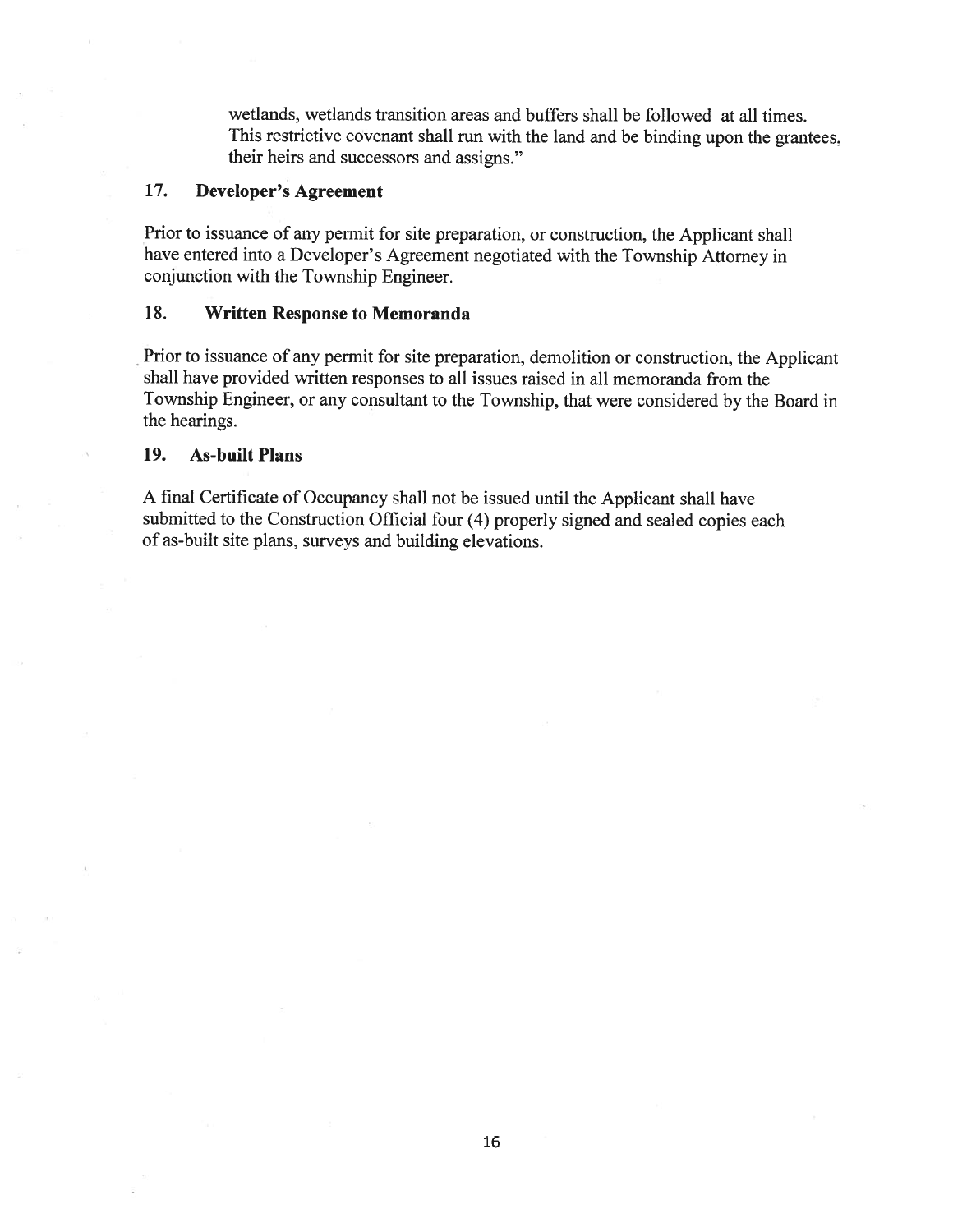wetlands, wetlands transition areas and buffers shall be followed at all times. This restrictive covenant shall run with the land and be binding upon the grantees, their heirs and successors and assigns."

### 17. Developer's Agreement

Prior to issuance of any permit for site preparation, or construction, the Applicant shall have entered into a Developer's Agreement negotiated with the Township Attorney in conjunction with the Township Engineer.

### 18. Written Response to Memoranda

Prior to issuance of any permit for site preparation, demolition or construction, the Applicant shall have provided written responses to all issues raised in all memoranda from the Township Engineer, or any consultant to the Township, that were considered by the Board in the hearings.

### 19. As-built Plans

A final Certificate of Occupancy shall not be issued until the Applicant shall have submitted to the Construction Official four (4) properly signed and sealed copies each of as-built site plans, surveys and building elevations.